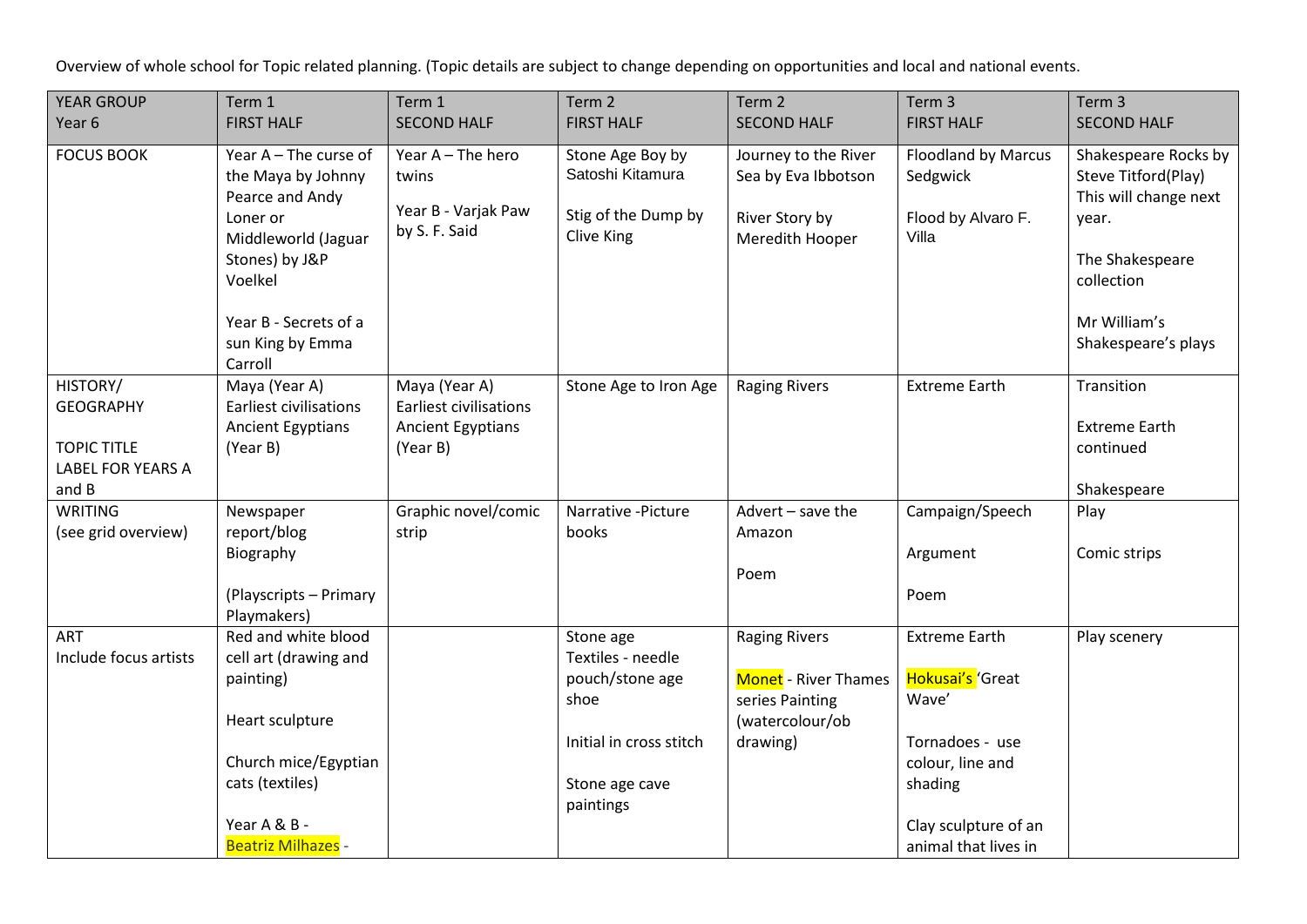Overview of whole school for Topic related planning. (Topic details are subject to change depending on opportunities and local and national events.

| YEAR GROUP<br>Year 6 | Term 1<br>FIRST HALF | Term 1<br>SECOND HALF | Term 2<br>FIRST HALF | Term 2<br>SECOND HALF | Term 3<br>FIRST HALF | Term 3<br>SECOND HALF |
|---|---|---|---|---|---|---|
| FOCUS BOOK | Year A – The curse of the Maya by Johnny Pearce and Andy Loner or Middleworld (Jaguar Stones) by J&P Voelkel<br><br>Year B - Secrets of a sun King by Emma Carroll | Year A – The hero twins<br><br>Year B - Varjak Paw by S. F. Said | Stone Age Boy by Satoshi Kitamura<br><br>Stig of the Dump by Clive King | Journey to the River Sea by Eva Ibbotson<br><br>River Story by Meredith Hooper | Floodland by Marcus Sedgwick<br><br>Flood by Alvaro F. Villa | Shakespeare Rocks by Steve Titford(Play) This will change next year.<br><br>The Shakespeare collection<br><br>Mr William's Shakespeare's plays |
| HISTORY/<br>GEOGRAPHY<br><br>TOPIC TITLE LABEL FOR YEARS A and B | Maya (Year A)<br>Earliest civilisations<br>Ancient Egyptians (Year B) | Maya (Year A)<br>Earliest civilisations<br>Ancient Egyptians (Year B) | Stone Age to Iron Age | Raging Rivers | Extreme Earth | Transition<br><br>Extreme Earth continued<br><br>Shakespeare |
| WRITING<br>(see grid overview) | Newspaper report/blog<br>Biography<br><br>(Playscripts – Primary Playmakers) | Graphic novel/comic strip | Narrative -Picture books | Advert – save the Amazon<br><br>Poem | Campaign/Speech<br><br>Argument<br><br>Poem | Play<br><br>Comic strips |
| ART<br>Include focus artists | Red and white blood cell art (drawing and painting)<br><br>Heart sculpture<br><br>Church mice/Egyptian cats (textiles)<br><br>Year A & B -<br>Beatriz Milhazes - | | Stone age<br>Textiles - needle pouch/stone age shoe<br><br>Initial in cross stitch<br><br>Stone age cave paintings | Raging Rivers<br><br>Monet - River Thames series Painting (watercolour/ob drawing) | Extreme Earth<br><br>Hokusai's 'Great Wave'<br><br>Tornadoes - use colour, line and shading<br><br>Clay sculpture of an animal that lives in | Play scenery |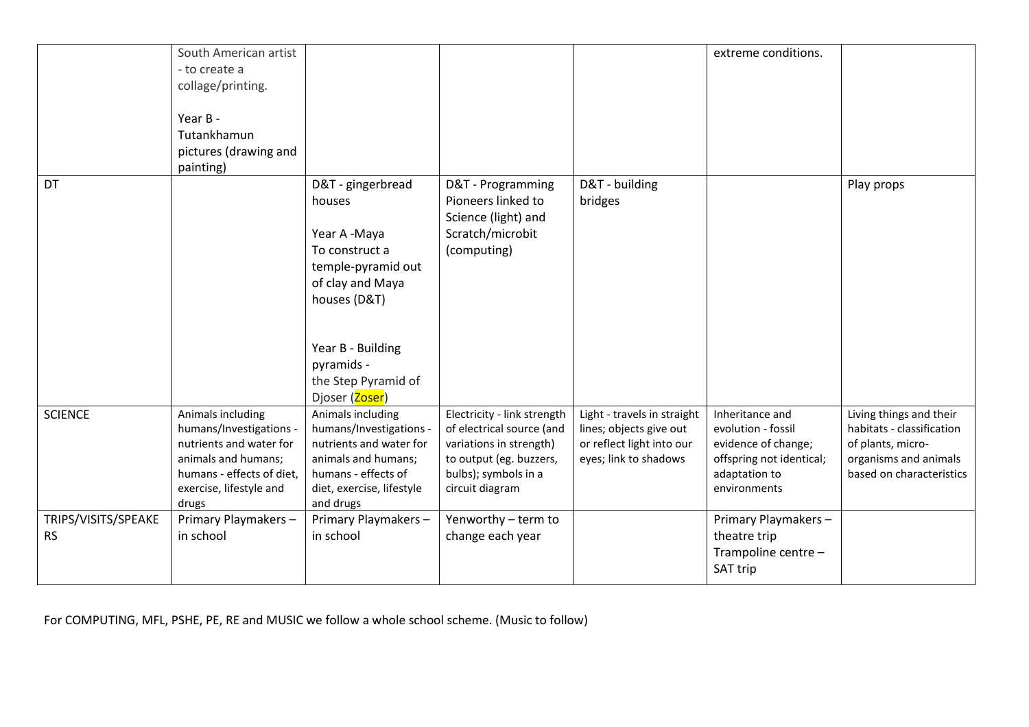| | | | | | | |
|---|---|---|---|---|---|---|
| | South American artist - to create a collage/printing.<br><br>Year B - Tutankhamun pictures (drawing and painting) | | | | extreme conditions. | |
| DT | | D&T - gingerbread houses<br><br>Year A -Maya To construct a temple-pyramid out of clay and Maya houses (D&T)<br><br>Year B - Building pyramids - the Step Pyramid of Djoser (Zoser) | D&T - Programming Pioneers linked to Science (light) and Scratch/microbit (computing) | D&T - building bridges | | Play props |
| SCIENCE | Animals including humans/Investigations - nutrients and water for animals and humans; humans - effects of diet, exercise, lifestyle and drugs | Animals including humans/Investigations - nutrients and water for animals and humans; humans - effects of diet, exercise, lifestyle and drugs | Electricity - link strength of electrical source (and variations in strength) to output (eg. buzzers, bulbs); symbols in a circuit diagram | Light - travels in straight lines; objects give out or reflect light into our eyes; link to shadows | Inheritance and evolution - fossil evidence of change; offspring not identical; adaptation to environments | Living things and their habitats - classification of plants, micro-organisms and animals based on characteristics |
| TRIPS/VISITS/SPEAKERS | Primary Playmakers – in school | Primary Playmakers – in school | Yenworthy – term to change each year | | Primary Playmakers – theatre trip<br>Trampoline centre – SAT trip | |

For COMPUTING, MFL, PSHE, PE, RE and MUSIC we follow a whole school scheme. (Music to follow)